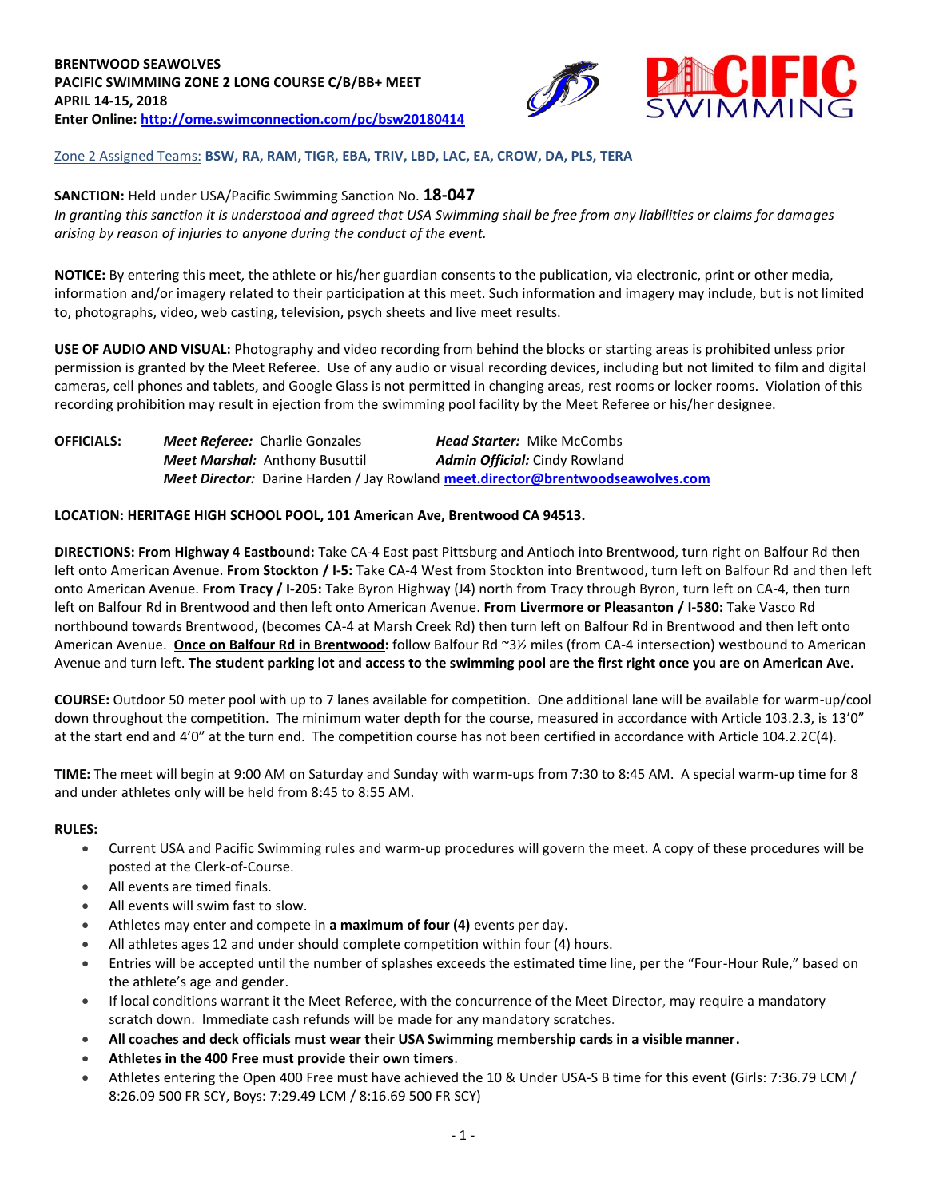**BRENTWOOD SEAWOLVES**
**PACIFIC SWIMMING ZONE 2 LONG COURSE C/B/BB+ MEET**
**APRIL 14-15, 2018**
**Enter Online: http://ome.swimconnection.com/pc/bsw20180414**

Zone 2 Assigned Teams: **BSW, RA, RAM, TIGR, EBA, TRIV, LBD, LAC, EA, CROW, DA, PLS, TERA**

**SANCTION:** Held under USA/Pacific Swimming Sanction No. **18-047**
*In granting this sanction it is understood and agreed that USA Swimming shall be free from any liabilities or claims for damages arising by reason of injuries to anyone during the conduct of the event.*

**NOTICE:** By entering this meet, the athlete or his/her guardian consents to the publication, via electronic, print or other media, information and/or imagery related to their participation at this meet. Such information and imagery may include, but is not limited to, photographs, video, web casting, television, psych sheets and live meet results.

**USE OF AUDIO AND VISUAL:** Photography and video recording from behind the blocks or starting areas is prohibited unless prior permission is granted by the Meet Referee. Use of any audio or visual recording devices, including but not limited to film and digital cameras, cell phones and tablets, and Google Glass is not permitted in changing areas, rest rooms or locker rooms. Violation of this recording prohibition may result in ejection from the swimming pool facility by the Meet Referee or his/her designee.

**OFFICIALS:**
*Meet Referee:* Charlie Gonzales — *Head Starter:* Mike McCombs
*Meet Marshal:* Anthony Busuttil — *Admin Official:* Cindy Rowland
*Meet Director:* Darine Harden / Jay Rowland meet.director@brentwoodseawolves.com

**LOCATION: HERITAGE HIGH SCHOOL POOL, 101 American Ave, Brentwood CA 94513.**

**DIRECTIONS: From Highway 4 Eastbound:** Take CA-4 East past Pittsburg and Antioch into Brentwood, turn right on Balfour Rd then left onto American Avenue. **From Stockton / I-5:** Take CA-4 West from Stockton into Brentwood, turn left on Balfour Rd and then left onto American Avenue. **From Tracy / I-205:** Take Byron Highway (J4) north from Tracy through Byron, turn left on CA-4, then turn left on Balfour Rd in Brentwood and then left onto American Avenue. **From Livermore or Pleasanton / I-580:** Take Vasco Rd northbound towards Brentwood, (becomes CA-4 at Marsh Creek Rd) then turn left on Balfour Rd in Brentwood and then left onto American Avenue. **Once on Balfour Rd in Brentwood:** follow Balfour Rd ~3½ miles (from CA-4 intersection) westbound to American Avenue and turn left. **The student parking lot and access to the swimming pool are the first right once you are on American Ave.**

**COURSE:** Outdoor 50 meter pool with up to 7 lanes available for competition. One additional lane will be available for warm-up/cool down throughout the competition. The minimum water depth for the course, measured in accordance with Article 103.2.3, is 13'0" at the start end and 4'0" at the turn end. The competition course has not been certified in accordance with Article 104.2.2C(4).

**TIME:** The meet will begin at 9:00 AM on Saturday and Sunday with warm-ups from 7:30 to 8:45 AM. A special warm-up time for 8 and under athletes only will be held from 8:45 to 8:55 AM.

**RULES:**

- Current USA and Pacific Swimming rules and warm-up procedures will govern the meet. A copy of these procedures will be posted at the Clerk-of-Course.
- All events are timed finals.
- All events will swim fast to slow.
- Athletes may enter and compete in **a maximum of four (4)** events per day.
- All athletes ages 12 and under should complete competition within four (4) hours.
- Entries will be accepted until the number of splashes exceeds the estimated time line, per the "Four-Hour Rule," based on the athlete's age and gender.
- If local conditions warrant it the Meet Referee, with the concurrence of the Meet Director, may require a mandatory scratch down. Immediate cash refunds will be made for any mandatory scratches.
- **All coaches and deck officials must wear their USA Swimming membership cards in a visible manner.**
- **Athletes in the 400 Free must provide their own timers**.
- Athletes entering the Open 400 Free must have achieved the 10 & Under USA-S B time for this event (Girls: 7:36.79 LCM / 8:26.09 500 FR SCY, Boys: 7:29.49 LCM / 8:16.69 500 FR SCY)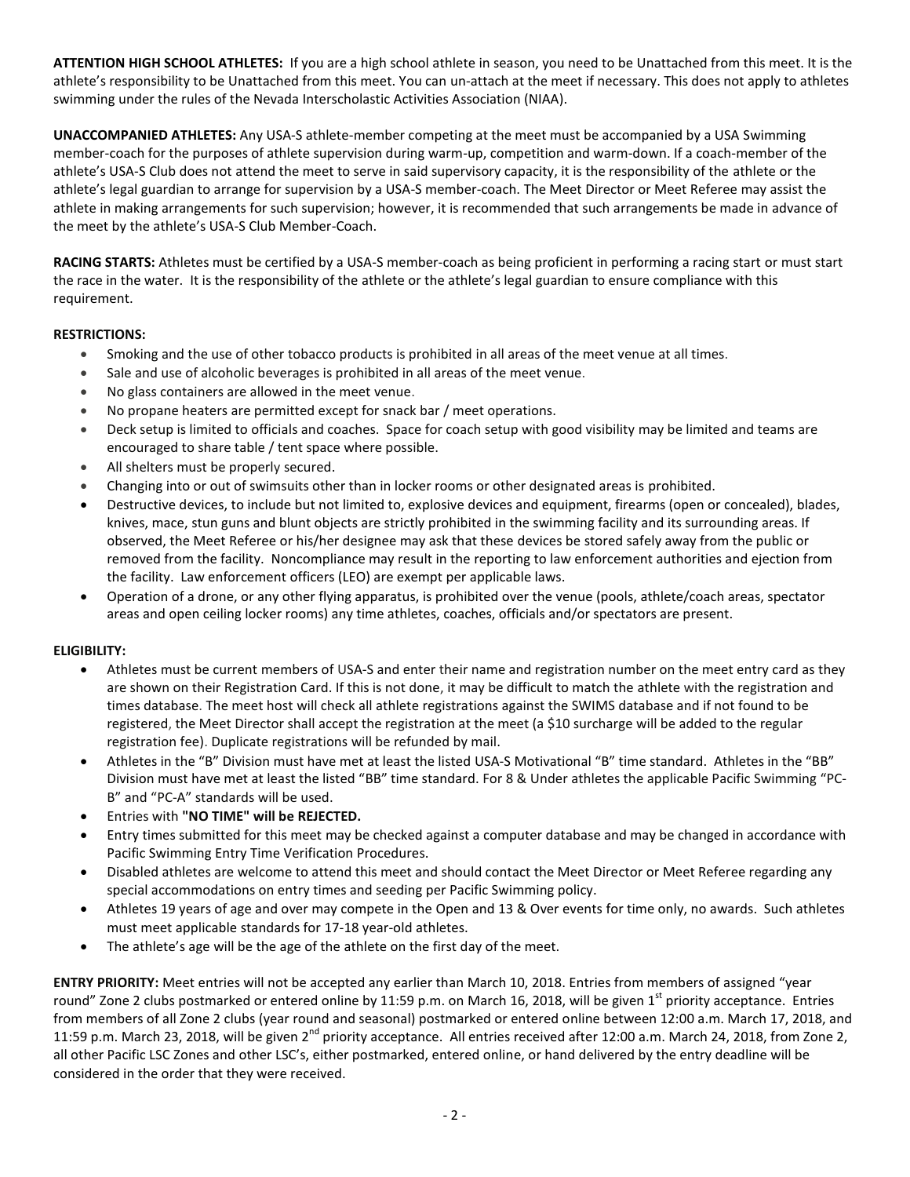**ATTENTION HIGH SCHOOL ATHLETES:** If you are a high school athlete in season, you need to be Unattached from this meet. It is the athlete's responsibility to be Unattached from this meet. You can un-attach at the meet if necessary. This does not apply to athletes swimming under the rules of the Nevada Interscholastic Activities Association (NIAA).

**UNACCOMPANIED ATHLETES:** Any USA-S athlete-member competing at the meet must be accompanied by a USA Swimming member-coach for the purposes of athlete supervision during warm-up, competition and warm-down. If a coach-member of the athlete's USA-S Club does not attend the meet to serve in said supervisory capacity, it is the responsibility of the athlete or the athlete's legal guardian to arrange for supervision by a USA-S member-coach. The Meet Director or Meet Referee may assist the athlete in making arrangements for such supervision; however, it is recommended that such arrangements be made in advance of the meet by the athlete's USA-S Club Member-Coach.

**RACING STARTS:** Athletes must be certified by a USA-S member-coach as being proficient in performing a racing start or must start the race in the water. It is the responsibility of the athlete or the athlete's legal guardian to ensure compliance with this requirement.

**RESTRICTIONS:**

- Smoking and the use of other tobacco products is prohibited in all areas of the meet venue at all times.
- Sale and use of alcoholic beverages is prohibited in all areas of the meet venue.
- No glass containers are allowed in the meet venue.
- No propane heaters are permitted except for snack bar / meet operations.
- Deck setup is limited to officials and coaches. Space for coach setup with good visibility may be limited and teams are encouraged to share table / tent space where possible.
- All shelters must be properly secured.
- Changing into or out of swimsuits other than in locker rooms or other designated areas is prohibited.
- Destructive devices, to include but not limited to, explosive devices and equipment, firearms (open or concealed), blades, knives, mace, stun guns and blunt objects are strictly prohibited in the swimming facility and its surrounding areas. If observed, the Meet Referee or his/her designee may ask that these devices be stored safely away from the public or removed from the facility. Noncompliance may result in the reporting to law enforcement authorities and ejection from the facility. Law enforcement officers (LEO) are exempt per applicable laws.
- Operation of a drone, or any other flying apparatus, is prohibited over the venue (pools, athlete/coach areas, spectator areas and open ceiling locker rooms) any time athletes, coaches, officials and/or spectators are present.

**ELIGIBILITY:**

- Athletes must be current members of USA-S and enter their name and registration number on the meet entry card as they are shown on their Registration Card. If this is not done, it may be difficult to match the athlete with the registration and times database. The meet host will check all athlete registrations against the SWIMS database and if not found to be registered, the Meet Director shall accept the registration at the meet (a $10 surcharge will be added to the regular registration fee). Duplicate registrations will be refunded by mail.
- Athletes in the "B" Division must have met at least the listed USA-S Motivational "B" time standard. Athletes in the "BB" Division must have met at least the listed "BB" time standard. For 8 & Under athletes the applicable Pacific Swimming "PC-B" and "PC-A" standards will be used.
- Entries with **"NO TIME" will be REJECTED.**
- Entry times submitted for this meet may be checked against a computer database and may be changed in accordance with Pacific Swimming Entry Time Verification Procedures.
- Disabled athletes are welcome to attend this meet and should contact the Meet Director or Meet Referee regarding any special accommodations on entry times and seeding per Pacific Swimming policy.
- Athletes 19 years of age and over may compete in the Open and 13 & Over events for time only, no awards. Such athletes must meet applicable standards for 17-18 year-old athletes.
- The athlete's age will be the age of the athlete on the first day of the meet.

**ENTRY PRIORITY:** Meet entries will not be accepted any earlier than March 10, 2018. Entries from members of assigned "year round" Zone 2 clubs postmarked or entered online by 11:59 p.m. on March 16, 2018, will be given 1st priority acceptance. Entries from members of all Zone 2 clubs (year round and seasonal) postmarked or entered online between 12:00 a.m. March 17, 2018, and 11:59 p.m. March 23, 2018, will be given 2nd priority acceptance. All entries received after 12:00 a.m. March 24, 2018, from Zone 2, all other Pacific LSC Zones and other LSC's, either postmarked, entered online, or hand delivered by the entry deadline will be considered in the order that they were received.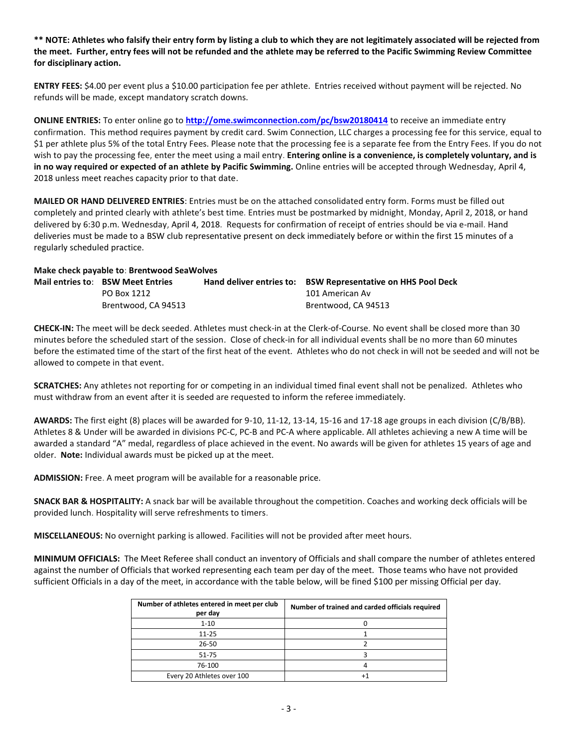**** NOTE: Athletes who falsify their entry form by listing a club to which they are not legitimately associated will be rejected from the meet. Further, entry fees will not be refunded and the athlete may be referred to the Pacific Swimming Review Committee for disciplinary action.**

**ENTRY FEES:** $4.00 per event plus a $10.00 participation fee per athlete. Entries received without payment will be rejected. No refunds will be made, except mandatory scratch downs.

**ONLINE ENTRIES:** To enter online go to **http://ome.swimconnection.com/pc/bsw20180414** to receive an immediate entry confirmation. This method requires payment by credit card. Swim Connection, LLC charges a processing fee for this service, equal to $1 per athlete plus 5% of the total Entry Fees. Please note that the processing fee is a separate fee from the Entry Fees. If you do not wish to pay the processing fee, enter the meet using a mail entry. **Entering online is a convenience, is completely voluntary, and is in no way required or expected of an athlete by Pacific Swimming.** Online entries will be accepted through Wednesday, April 4, 2018 unless meet reaches capacity prior to that date.

**MAILED OR HAND DELIVERED ENTRIES**: Entries must be on the attached consolidated entry form. Forms must be filled out completely and printed clearly with athlete's best time. Entries must be postmarked by midnight, Monday, April 2, 2018, or hand delivered by 6:30 p.m. Wednesday, April 4, 2018. Requests for confirmation of receipt of entries should be via e-mail. Hand deliveries must be made to a BSW club representative present on deck immediately before or within the first 15 minutes of a regularly scheduled practice.

**Make check payable to**: **Brentwood SeaWolves**

**Mail entries to**: **BSW Meet Entries**
PO Box 1212
Brentwood, CA 94513

**Hand deliver entries to:** **BSW Representative on HHS Pool Deck**
101 American Av
Brentwood, CA 94513

**CHECK-IN:** The meet will be deck seeded. Athletes must check-in at the Clerk-of-Course. No event shall be closed more than 30 minutes before the scheduled start of the session. Close of check-in for all individual events shall be no more than 60 minutes before the estimated time of the start of the first heat of the event. Athletes who do not check in will not be seeded and will not be allowed to compete in that event.

**SCRATCHES:** Any athletes not reporting for or competing in an individual timed final event shall not be penalized. Athletes who must withdraw from an event after it is seeded are requested to inform the referee immediately.

**AWARDS:** The first eight (8) places will be awarded for 9-10, 11-12, 13-14, 15-16 and 17-18 age groups in each division (C/B/BB). Athletes 8 & Under will be awarded in divisions PC-C, PC-B and PC-A where applicable. All athletes achieving a new A time will be awarded a standard "A" medal, regardless of place achieved in the event. No awards will be given for athletes 15 years of age and older. **Note:** Individual awards must be picked up at the meet.

**ADMISSION:** Free. A meet program will be available for a reasonable price.

**SNACK BAR & HOSPITALITY:** A snack bar will be available throughout the competition. Coaches and working deck officials will be provided lunch. Hospitality will serve refreshments to timers.

**MISCELLANEOUS:** No overnight parking is allowed. Facilities will not be provided after meet hours.

**MINIMUM OFFICIALS:** The Meet Referee shall conduct an inventory of Officials and shall compare the number of athletes entered against the number of Officials that worked representing each team per day of the meet. Those teams who have not provided sufficient Officials in a day of the meet, in accordance with the table below, will be fined $100 per missing Official per day.

| Number of athletes entered in meet per club per day | Number of trained and carded officials required |
|---|---|
| 1-10 | 0 |
| 11-25 | 1 |
| 26-50 | 2 |
| 51-75 | 3 |
| 76-100 | 4 |
| Every 20 Athletes over 100 | +1 |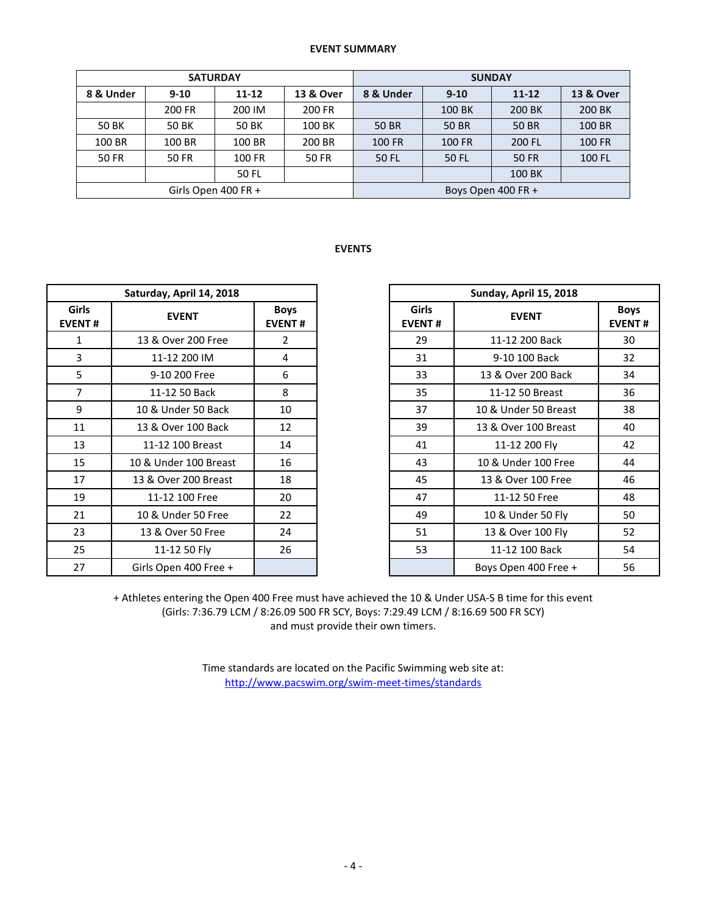**EVENT SUMMARY**

| SATURDAY | | | | SUNDAY | | | |
|---|---|---|---|---|---|---|---|
| 8 & Under | 9-10 | 11-12 | 13 & Over | 8 & Under | 9-10 | 11-12 | 13 & Over |
| | 200 FR | 200 IM | 200 FR | | 100 BK | 200 BK | 200 BK |
| 50 BK | 50 BK | 50 BK | 100 BK | 50 BR | 50 BR | 50 BR | 100 BR |
| 100 BR | 100 BR | 100 BR | 200 BR | 100 FR | 100 FR | 200 FL | 100 FR |
| 50 FR | 50 FR | 100 FR | 50 FR | 50 FL | 50 FL | 50 FR | 100 FL |
| | | 50 FL | | | | 100 BK | |
| Girls Open 400 FR + | | | | Boys Open 400 FR + | | | |

**EVENTS**

| Saturday, April 14, 2018 | | |
|---|---|---|
| Girls EVENT # | EVENT | Boys EVENT # |
| 1 | 13 & Over 200 Free | 2 |
| 3 | 11-12 200 IM | 4 |
| 5 | 9-10 200 Free | 6 |
| 7 | 11-12 50 Back | 8 |
| 9 | 10 & Under 50 Back | 10 |
| 11 | 13 & Over 100 Back | 12 |
| 13 | 11-12 100 Breast | 14 |
| 15 | 10 & Under 100 Breast | 16 |
| 17 | 13 & Over 200 Breast | 18 |
| 19 | 11-12 100 Free | 20 |
| 21 | 10 & Under 50 Free | 22 |
| 23 | 13 & Over 50 Free | 24 |
| 25 | 11-12 50 Fly | 26 |
| 27 | Girls Open 400 Free + | |

| Sunday, April 15, 2018 | | |
|---|---|---|
| Girls EVENT # | EVENT | Boys EVENT # |
| 29 | 11-12 200 Back | 30 |
| 31 | 9-10 100 Back | 32 |
| 33 | 13 & Over 200 Back | 34 |
| 35 | 11-12 50 Breast | 36 |
| 37 | 10 & Under 50 Breast | 38 |
| 39 | 13 & Over 100 Breast | 40 |
| 41 | 11-12 200 Fly | 42 |
| 43 | 10 & Under 100 Free | 44 |
| 45 | 13 & Over 100 Free | 46 |
| 47 | 11-12 50 Free | 48 |
| 49 | 10 & Under 50 Fly | 50 |
| 51 | 13 & Over 100 Fly | 52 |
| 53 | 11-12 100 Back | 54 |
| | Boys Open 400 Free + | 56 |

+ Athletes entering the Open 400 Free must have achieved the 10 & Under USA-S B time for this event (Girls: 7:36.79 LCM / 8:26.09 500 FR SCY, Boys: 7:29.49 LCM / 8:16.69 500 FR SCY) and must provide their own timers.

Time standards are located on the Pacific Swimming web site at:
http://www.pacswim.org/swim-meet-times/standards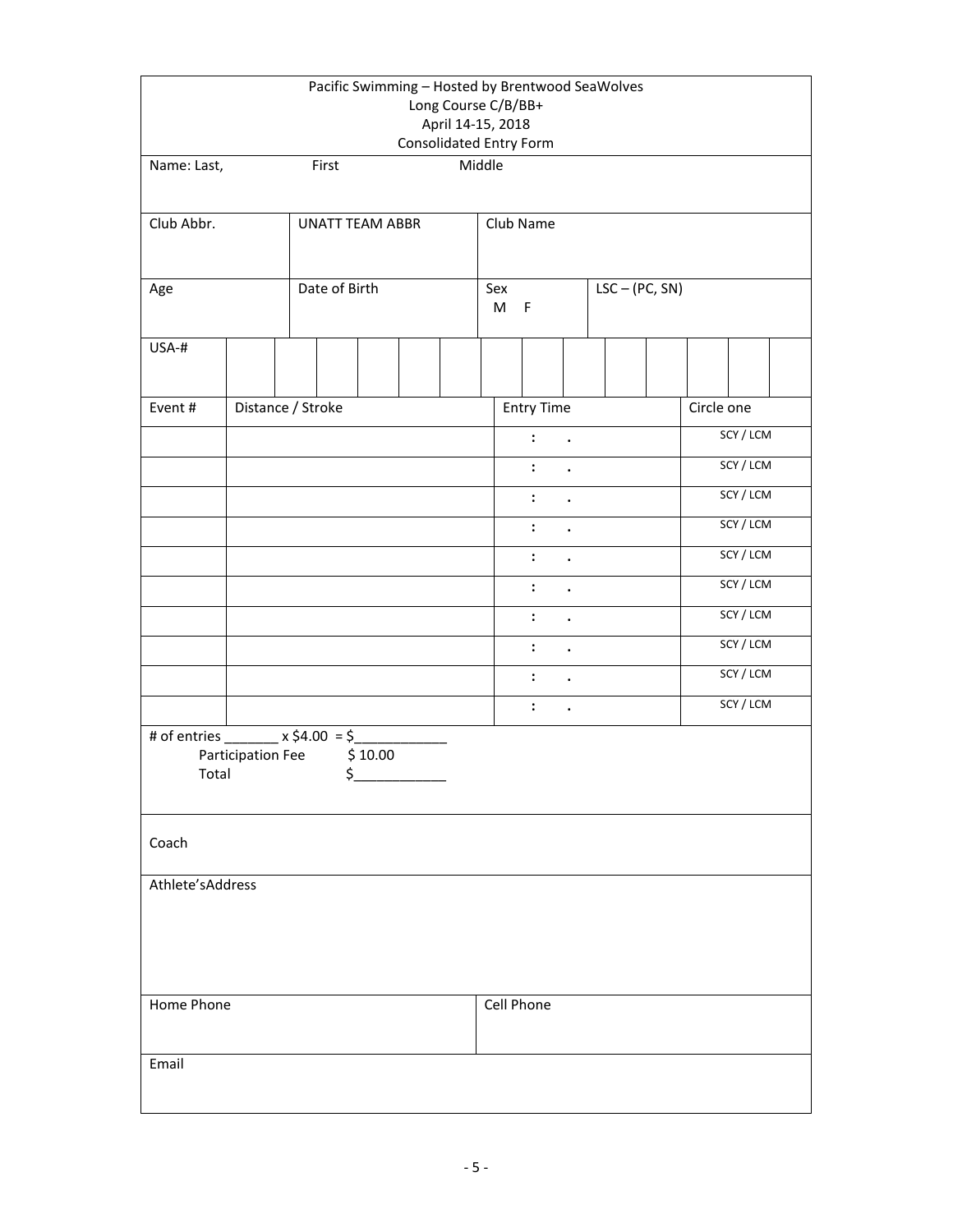Pacific Swimming – Hosted by Brentwood SeaWolves
Long Course C/B/BB+
April 14-15, 2018
Consolidated Entry Form

| Name: Last, | First | Middle |
|---|---|---|
| | | |

| Club Abbr. | UNATT TEAM ABBR | Club Name |
|---|---|---|
| | | |

| Age | Date of Birth | Sex M F | LSC – (PC, SN) |
|---|---|---|---|
| | | | |

| USA-# | | | | | | | | | | | | | |
|---|---|---|---|---|---|---|---|---|---|---|---|---|---|
| | | | | | | | | | | | | | |

| Event # | Distance / Stroke | Entry Time | Circle one |
|---|---|---|---|
| | | : . | SCY / LCM |
| | | : . | SCY / LCM |
| | | : . | SCY / LCM |
| | | : . | SCY / LCM |
| | | : . | SCY / LCM |
| | | : . | SCY / LCM |
| | | : . | SCY / LCM |
| | | : . | SCY / LCM |
| | | : . | SCY / LCM |
| | | : . | SCY / LCM |

# of entries _______ x $4.00 = $____________
Participation Fee $ 10.00
Total $____________

Coach

Athlete'sAddress

| Home Phone | Cell Phone |
|---|---|
| | |

Email